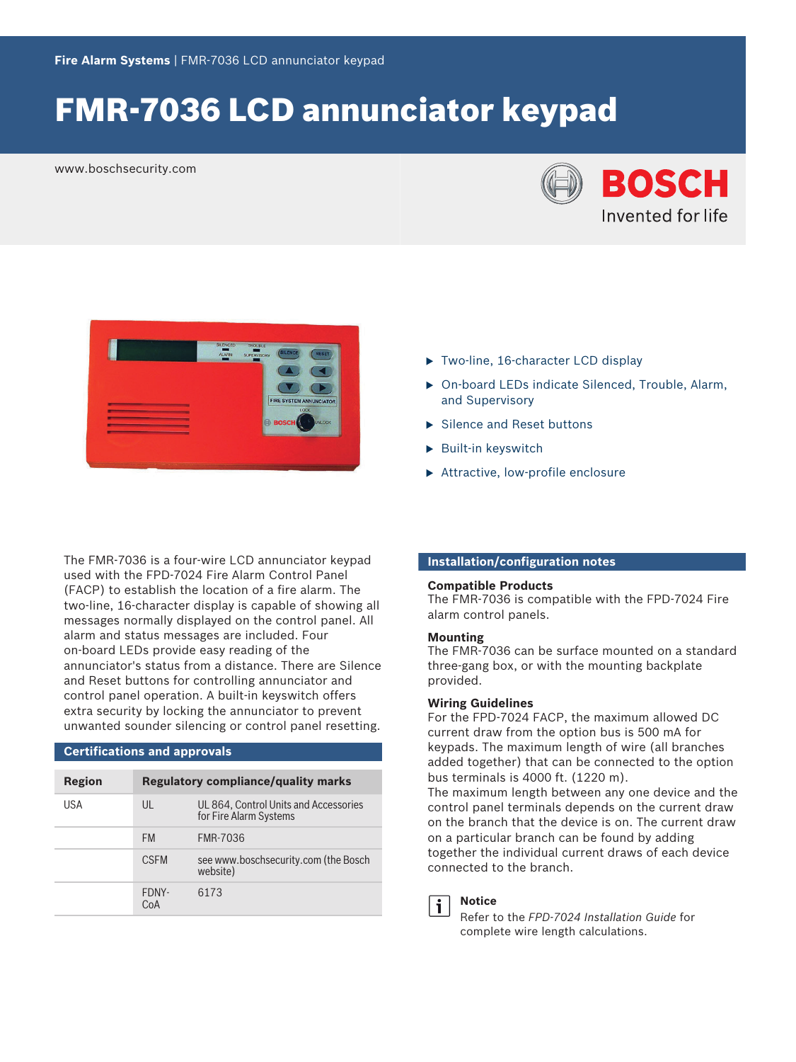Fire Alarm Systems | FMR-7036 LCD annunciator keypad

# FMR-7036 LCD annunciator keypad

www.boschsecurity.com

BOSCH
Invented for life

- Two-line, 16-character LCD display
- On-board LEDs indicate Silenced, Trouble, Alarm, and Supervisory
- Silence and Reset buttons
- Built-in keyswitch
- Attractive, low-profile enclosure

The FMR-7036 is a four-wire LCD annunciator keypad used with the FPD-7024 Fire Alarm Control Panel (FACP) to establish the location of a fire alarm. The two-line, 16-character display is capable of showing all messages normally displayed on the control panel. All alarm and status messages are included. Four on-board LEDs provide easy reading of the annunciator's status from a distance. There are Silence and Reset buttons for controlling annunciator and control panel operation. A built-in keyswitch offers extra security by locking the annunciator to prevent unwanted sounder silencing or control panel resetting.

## Certifications and approvals

| Region | Regulatory compliance/quality marks | |
|---|---|---|
| USA | UL | UL 864, Control Units and Accessories for Fire Alarm Systems |
| | FM | FMR-7036 |
| | CSFM | see www.boschsecurity.com (the Bosch website) |
| | FDNY-CoA | 6173 |

## Installation/configuration notes

### Compatible Products

The FMR-7036 is compatible with the FPD-7024 Fire alarm control panels.

### Mounting

The FMR-7036 can be surface mounted on a standard three-gang box, or with the mounting backplate provided.

### Wiring Guidelines

For the FPD-7024 FACP, the maximum allowed DC current draw from the option bus is 500 mA for keypads. The maximum length of wire (all branches added together) that can be connected to the option bus terminals is 4000 ft. (1220 m).
The maximum length between any one device and the control panel terminals depends on the current draw on the branch that the device is on. The current draw on a particular branch can be found by adding together the individual current draws of each device connected to the branch.

**Notice**
Refer to the *FPD-7024 Installation Guide* for complete wire length calculations.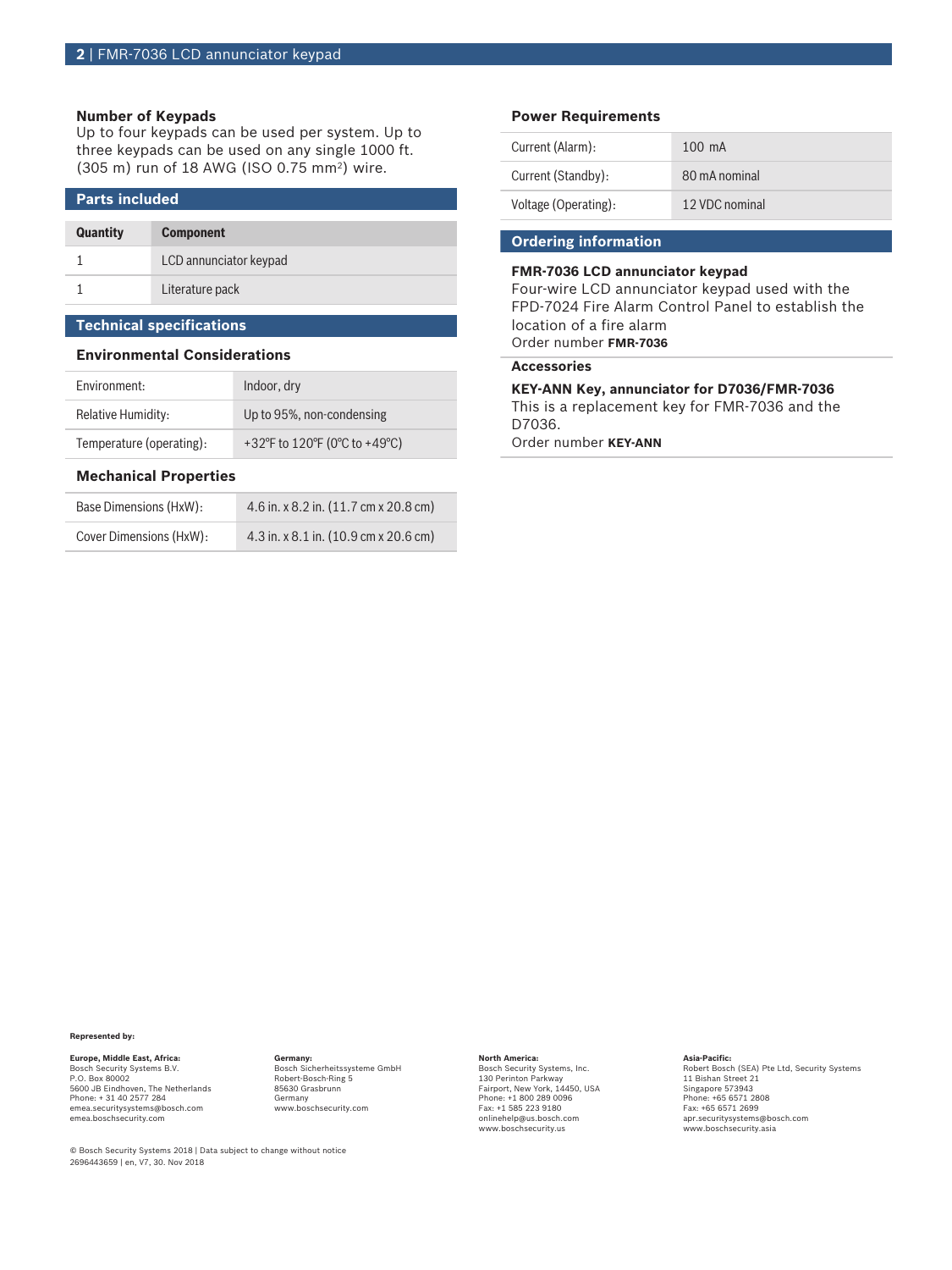### Number of Keypads

Up to four keypads can be used per system. Up to three keypads can be used on any single 1000 ft. (305 m) run of 18 AWG (ISO 0.75 mm²) wire.

## Parts included

| Quantity | Component |
| --- | --- |
| 1 | LCD annunciator keypad |
| 1 | Literature pack |

## Technical specifications

### Environmental Considerations

| | |
| --- | --- |
| Environment: | Indoor, dry |
| Relative Humidity: | Up to 95%, non-condensing |
| Temperature (operating): | +32°F to 120°F (0°C to +49°C) |

### Mechanical Properties

| | |
| --- | --- |
| Base Dimensions (HxW): | 4.6 in. x 8.2 in. (11.7 cm x 20.8 cm) |
| Cover Dimensions (HxW): | 4.3 in. x 8.1 in. (10.9 cm x 20.6 cm) |

### Power Requirements

| | |
| --- | --- |
| Current (Alarm): | 100 mA |
| Current (Standby): | 80 mA nominal |
| Voltage (Operating): | 12 VDC nominal |

## Ordering information

**FMR-7036 LCD annunciator keypad**
Four-wire LCD annunciator keypad used with the FPD-7024 Fire Alarm Control Panel to establish the location of a fire alarm
Order number **FMR-7036**

### Accessories

**KEY-ANN Key, annunciator for D7036/FMR-7036**
This is a replacement key for FMR-7036 and the D7036.
Order number **KEY-ANN**

**Represented by:**

**Europe, Middle East, Africa:**
Bosch Security Systems B.V.
P.O. Box 80002
5600 JB Eindhoven, The Netherlands
Phone: + 31 40 2577 284
emea.securitysystems@bosch.com
emea.boschsecurity.com

**Germany:**
Bosch Sicherheitssysteme GmbH
Robert-Bosch-Ring 5
85630 Grasbrunn
Germany
www.boschsecurity.com

**North America:**
Bosch Security Systems, Inc.
130 Perinton Parkway
Fairport, New York, 14450, USA
Phone: +1 800 289 0096
Fax: +1 585 223 9180
onlinehelp@us.bosch.com
www.boschsecurity.us

**Asia-Pacific:**
Robert Bosch (SEA) Pte Ltd, Security Systems
11 Bishan Street 21
Singapore 573943
Phone: +65 6571 2808
Fax: +65 6571 2699
apr.securitysystems@bosch.com
www.boschsecurity.asia

© Bosch Security Systems 2018 | Data subject to change without notice
2696443659 | en, V7, 30. Nov 2018